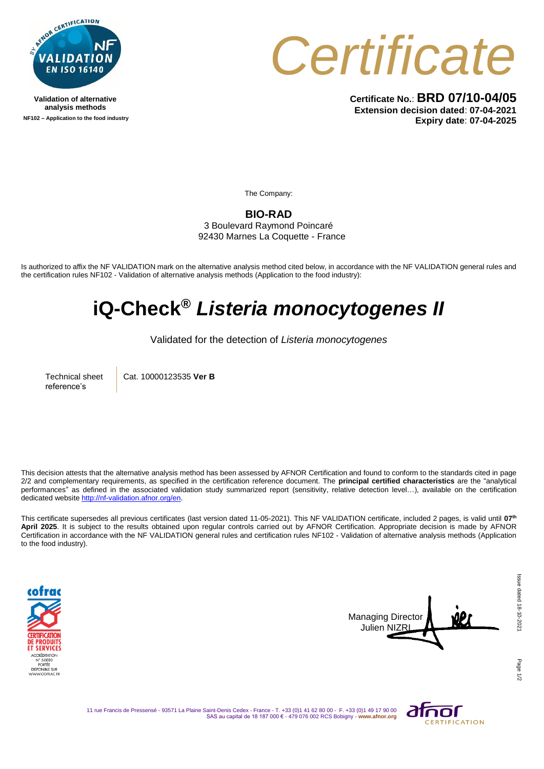Validation of alternative analysis methods
NF102 – Application to the food industry

# Certificate

**Certificate No.**: **BRD 07/10-04/05**
**Extension decision dated**: **07-04-2021**
**Expiry date**: **07-04-2025**

The Company:

**BIO-RAD**
3 Boulevard Raymond Poincaré
92430 Marnes La Coquette - France

Is authorized to affix the NF VALIDATION mark on the alternative analysis method cited below, in accordance with the NF VALIDATION general rules and the certification rules NF102 - Validation of alternative analysis methods (Application to the food industry):

# iQ-Check® *Listeria monocytogenes II*

Validated for the detection of *Listeria monocytogenes*

| Technical sheet reference's | Cat. 10000123535 **Ver B** |
|---|---|

This decision attests that the alternative analysis method has been assessed by AFNOR Certification and found to conform to the standards cited in page 2/2 and complementary requirements, as specified in the certification reference document. The **principal certified characteristics** are the "analytical performances" as defined in the associated validation study summarized report (sensitivity, relative detection level…), available on the certification dedicated website http://nf-validation.afnor.org/en.

This certificate supersedes all previous certificates (last version dated 11-05-2021). This NF VALIDATION certificate, included 2 pages, is valid until **07th April 2025**. It is subject to the results obtained upon regular controls carried out by AFNOR Certification. Appropriate decision is made by AFNOR Certification in accordance with the NF VALIDATION general rules and certification rules NF102 - Validation of alternative analysis methods (Application to the food industry).

Managing Director
Julien NIZRI

Issue dated 18-10-2021

11 rue Francis de Pressensé - 93571 La Plaine Saint-Denis Cedex - France - T. +33 (0)1 41 62 80 00 - F. +33 (0)1 49 17 90 00
SAS au capital de 18 187 000 € - 479 076 002 RCS Bobigny - www.afnor.org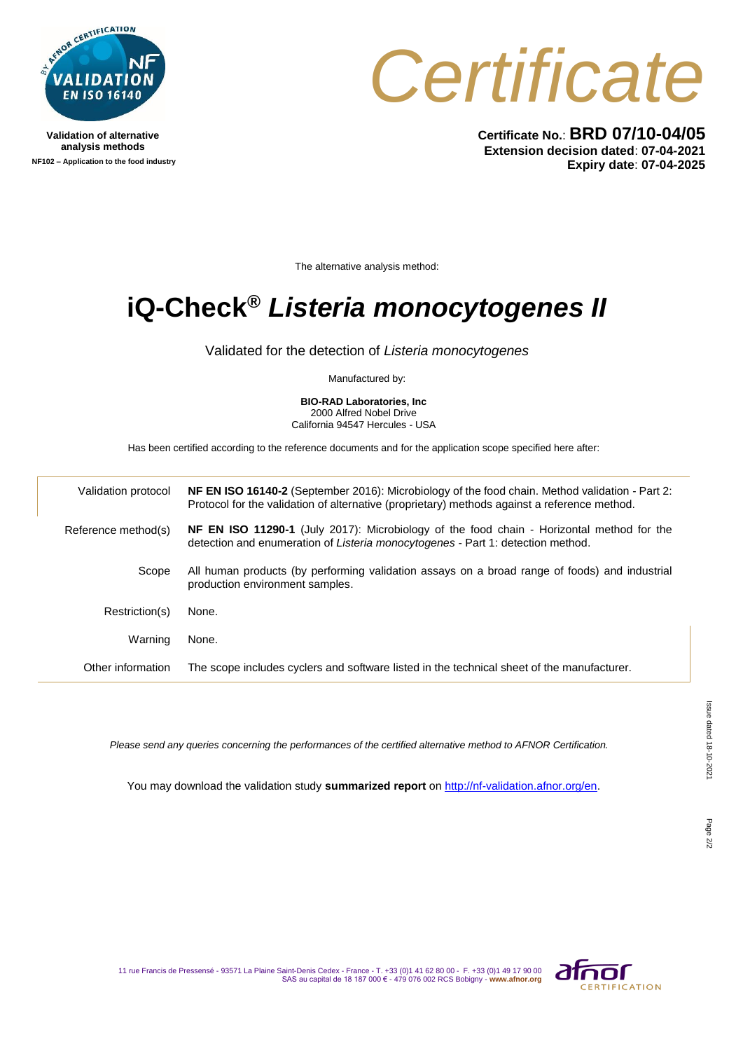Validation of alternative analysis methods
NF102 – Application to the food industry

# Certificate

**Certificate No.**: **BRD 07/10-04/05**
**Extension decision dated**: **07-04-2021**
**Expiry date**: **07-04-2025**

The alternative analysis method:

## iQ-Check® *Listeria monocytogenes II*

Validated for the detection of *Listeria monocytogenes*

Manufactured by:

**BIO-RAD Laboratories, Inc**
2000 Alfred Nobel Drive
California 94547 Hercules - USA

Has been certified according to the reference documents and for the application scope specified here after:

| | |
|---|---|
| Validation protocol | **NF EN ISO 16140-2** (September 2016): Microbiology of the food chain. Method validation - Part 2: Protocol for the validation of alternative (proprietary) methods against a reference method. |
| Reference method(s) | **NF EN ISO 11290-1** (July 2017): Microbiology of the food chain - Horizontal method for the detection and enumeration of *Listeria monocytogenes* - Part 1: detection method. |
| Scope | All human products (by performing validation assays on a broad range of foods) and industrial production environment samples. |
| Restriction(s) | None. |
| Warning | None. |
| Other information | The scope includes cyclers and software listed in the technical sheet of the manufacturer. |

*Please send any queries concerning the performances of the certified alternative method to AFNOR Certification.*

You may download the validation study **summarized report** on http://nf-validation.afnor.org/en.

Issue dated 18-10-2021

11 rue Francis de Pressensé - 93571 La Plaine Saint-Denis Cedex - France - T. +33 (0)1 41 62 80 00 - F. +33 (0)1 49 17 90 00
SAS au capital de 18 187 000 € - 479 076 002 RCS Bobigny - **www.afnor.org**